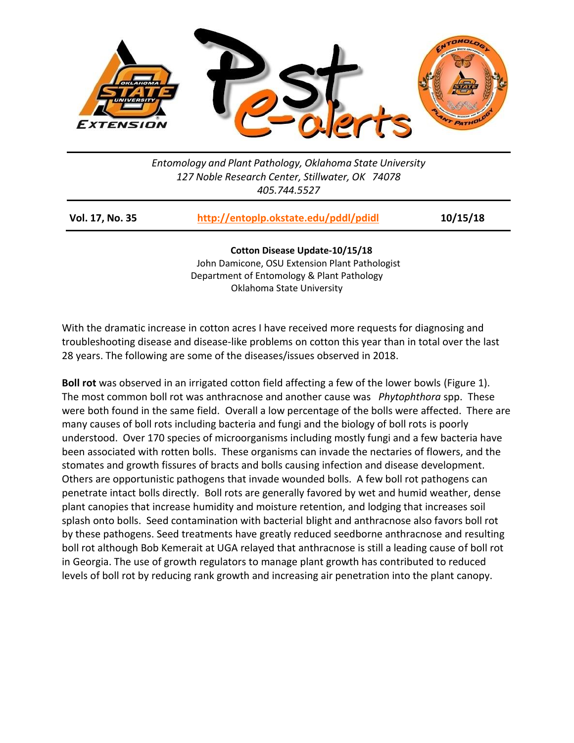*Entomology and Plant Pathology, Oklahoma State University*
*127 Noble Research Center, Stillwater, OK 74078*
*405.744.5527*

**Vol. 17, No. 35** | **http://entoplp.okstate.edu/pddl/pdidl** | **10/15/18**

## Cotton Disease Update-10/15/18

John Damicone, OSU Extension Plant Pathologist
Department of Entomology & Plant Pathology
Oklahoma State University

With the dramatic increase in cotton acres I have received more requests for diagnosing and troubleshooting disease and disease-like problems on cotton this year than in total over the last 28 years. The following are some of the diseases/issues observed in 2018.

**Boll rot** was observed in an irrigated cotton field affecting a few of the lower bowls (Figure 1). The most common boll rot was anthracnose and another cause was *Phytophthora* spp. These were both found in the same field. Overall a low percentage of the bolls were affected. There are many causes of boll rots including bacteria and fungi and the biology of boll rots is poorly understood. Over 170 species of microorganisms including mostly fungi and a few bacteria have been associated with rotten bolls. These organisms can invade the nectaries of flowers, and the stomates and growth fissures of bracts and bolls causing infection and disease development. Others are opportunistic pathogens that invade wounded bolls. A few boll rot pathogens can penetrate intact bolls directly. Boll rots are generally favored by wet and humid weather, dense plant canopies that increase humidity and moisture retention, and lodging that increases soil splash onto bolls. Seed contamination with bacterial blight and anthracnose also favors boll rot by these pathogens. Seed treatments have greatly reduced seedborne anthracnose and resulting boll rot although Bob Kemerait at UGA relayed that anthracnose is still a leading cause of boll rot in Georgia. The use of growth regulators to manage plant growth has contributed to reduced levels of boll rot by reducing rank growth and increasing air penetration into the plant canopy.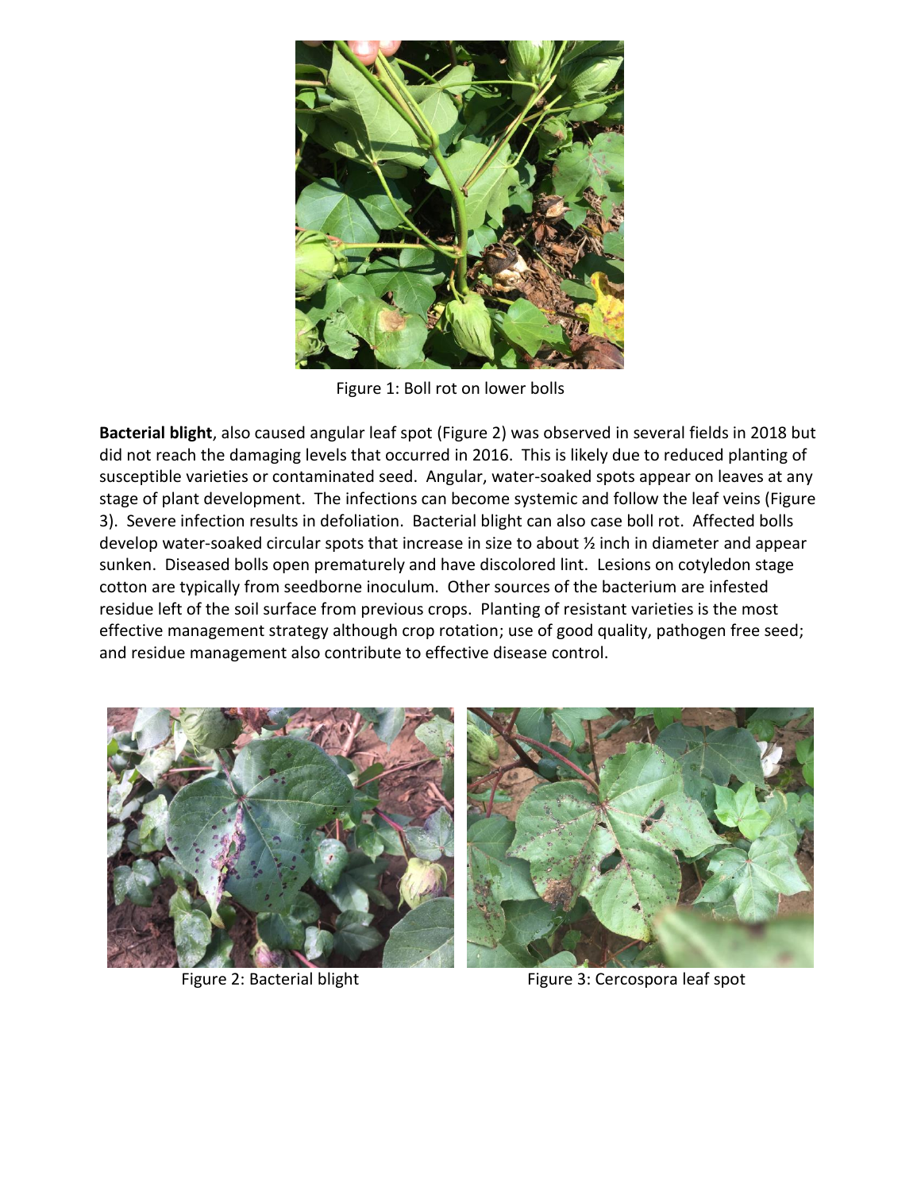Figure 1: Boll rot on lower bolls

**Bacterial blight**, also caused angular leaf spot (Figure 2) was observed in several fields in 2018 but did not reach the damaging levels that occurred in 2016. This is likely due to reduced planting of susceptible varieties or contaminated seed. Angular, water-soaked spots appear on leaves at any stage of plant development. The infections can become systemic and follow the leaf veins (Figure 3). Severe infection results in defoliation. Bacterial blight can also case boll rot. Affected bolls develop water-soaked circular spots that increase in size to about ½ inch in diameter and appear sunken. Diseased bolls open prematurely and have discolored lint. Lesions on cotyledon stage cotton are typically from seedborne inoculum. Other sources of the bacterium are infested residue left of the soil surface from previous crops. Planting of resistant varieties is the most effective management strategy although crop rotation; use of good quality, pathogen free seed; and residue management also contribute to effective disease control.

Figure 2: Bacterial blight

Figure 3: Cercospora leaf spot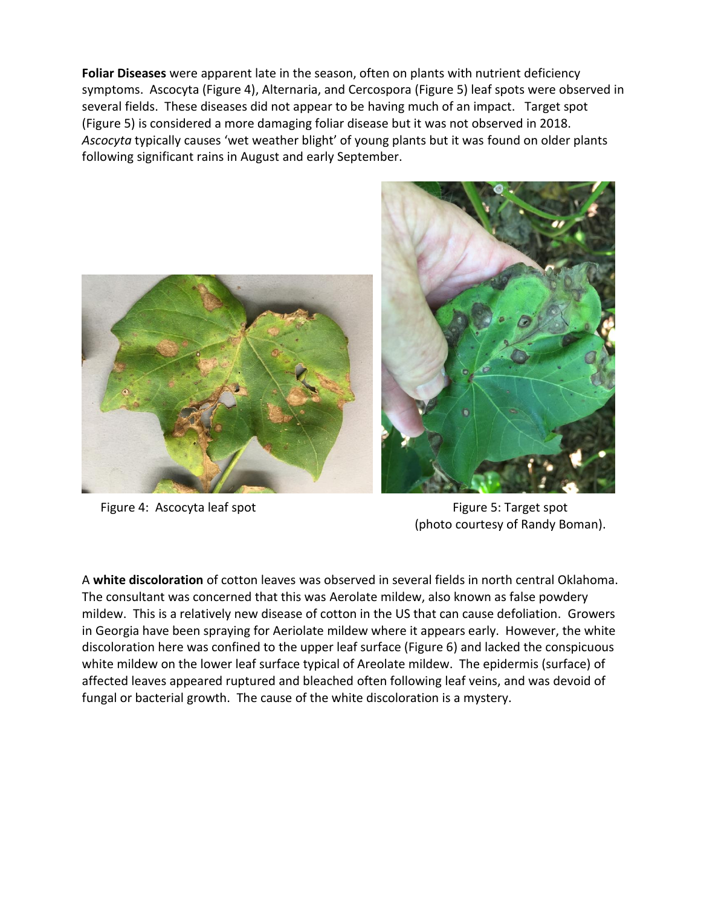**Foliar Diseases** were apparent late in the season, often on plants with nutrient deficiency symptoms. Ascocyta (Figure 4), Alternaria, and Cercospora (Figure 5) leaf spots were observed in several fields. These diseases did not appear to be having much of an impact. Target spot (Figure 5) is considered a more damaging foliar disease but it was not observed in 2018. *Ascocyta* typically causes 'wet weather blight' of young plants but it was found on older plants following significant rains in August and early September.

Figure 4: Ascocyta leaf spot

Figure 5: Target spot (photo courtesy of Randy Boman).

A **white discoloration** of cotton leaves was observed in several fields in north central Oklahoma. The consultant was concerned that this was Aerolate mildew, also known as false powdery mildew. This is a relatively new disease of cotton in the US that can cause defoliation. Growers in Georgia have been spraying for Aeriolate mildew where it appears early. However, the white discoloration here was confined to the upper leaf surface (Figure 6) and lacked the conspicuous white mildew on the lower leaf surface typical of Areolate mildew. The epidermis (surface) of affected leaves appeared ruptured and bleached often following leaf veins, and was devoid of fungal or bacterial growth. The cause of the white discoloration is a mystery.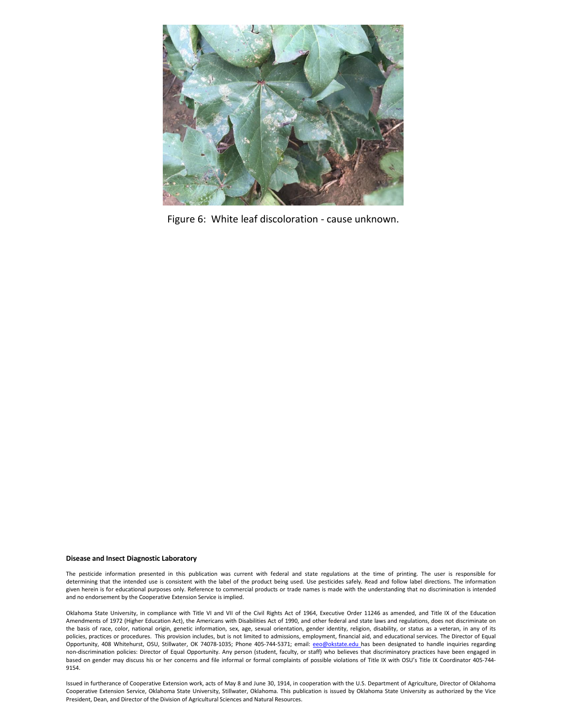Figure 6: White leaf discoloration - cause unknown.

**Disease and Insect Diagnostic Laboratory**

The pesticide information presented in this publication was current with federal and state regulations at the time of printing. The user is responsible for determining that the intended use is consistent with the label of the product being used. Use pesticides safely. Read and follow label directions. The information given herein is for educational purposes only. Reference to commercial products or trade names is made with the understanding that no discrimination is intended and no endorsement by the Cooperative Extension Service is implied.

Oklahoma State University, in compliance with Title VI and VII of the Civil Rights Act of 1964, Executive Order 11246 as amended, and Title IX of the Education Amendments of 1972 (Higher Education Act), the Americans with Disabilities Act of 1990, and other federal and state laws and regulations, does not discriminate on the basis of race, color, national origin, genetic information, sex, age, sexual orientation, gender identity, religion, disability, or status as a veteran, in any of its policies, practices or procedures. This provision includes, but is not limited to admissions, employment, financial aid, and educational services. The Director of Equal Opportunity, 408 Whitehurst, OSU, Stillwater, OK 74078-1035; Phone 405-744-5371; email: eeo@okstate.edu has been designated to handle inquiries regarding non-discrimination policies: Director of Equal Opportunity. Any person (student, faculty, or staff) who believes that discriminatory practices have been engaged in based on gender may discuss his or her concerns and file informal or formal complaints of possible violations of Title IX with OSU's Title IX Coordinator 405-744-9154.

Issued in furtherance of Cooperative Extension work, acts of May 8 and June 30, 1914, in cooperation with the U.S. Department of Agriculture, Director of Oklahoma Cooperative Extension Service, Oklahoma State University, Stillwater, Oklahoma. This publication is issued by Oklahoma State University as authorized by the Vice President, Dean, and Director of the Division of Agricultural Sciences and Natural Resources.